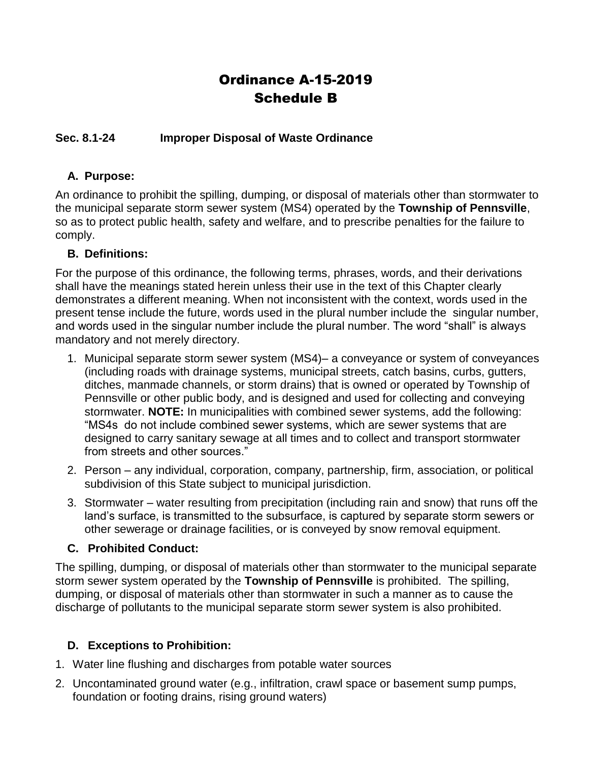# Ordinance A-15-2019
# Schedule B

### Sec. 8.1-24 Improper Disposal of Waste Ordinance

**A. Purpose:**

An ordinance to prohibit the spilling, dumping, or disposal of materials other than stormwater to the municipal separate storm sewer system (MS4) operated by the **Township of Pennsville**, so as to protect public health, safety and welfare, and to prescribe penalties for the failure to comply.

**B. Definitions:**

For the purpose of this ordinance, the following terms, phrases, words, and their derivations shall have the meanings stated herein unless their use in the text of this Chapter clearly demonstrates a different meaning. When not inconsistent with the context, words used in the present tense include the future, words used in the plural number include the singular number, and words used in the singular number include the plural number. The word "shall" is always mandatory and not merely directory.

1. Municipal separate storm sewer system (MS4)– a conveyance or system of conveyances (including roads with drainage systems, municipal streets, catch basins, curbs, gutters, ditches, manmade channels, or storm drains) that is owned or operated by Township of Pennsville or other public body, and is designed and used for collecting and conveying stormwater. **NOTE:** In municipalities with combined sewer systems, add the following: "MS4s do not include combined sewer systems, which are sewer systems that are designed to carry sanitary sewage at all times and to collect and transport stormwater from streets and other sources."
2. Person – any individual, corporation, company, partnership, firm, association, or political subdivision of this State subject to municipal jurisdiction.
3. Stormwater – water resulting from precipitation (including rain and snow) that runs off the land's surface, is transmitted to the subsurface, is captured by separate storm sewers or other sewerage or drainage facilities, or is conveyed by snow removal equipment.

**C. Prohibited Conduct:**

The spilling, dumping, or disposal of materials other than stormwater to the municipal separate storm sewer system operated by the **Township of Pennsville** is prohibited. The spilling, dumping, or disposal of materials other than stormwater in such a manner as to cause the discharge of pollutants to the municipal separate storm sewer system is also prohibited.

**D. Exceptions to Prohibition:**

1. Water line flushing and discharges from potable water sources
2. Uncontaminated ground water (e.g., infiltration, crawl space or basement sump pumps, foundation or footing drains, rising ground waters)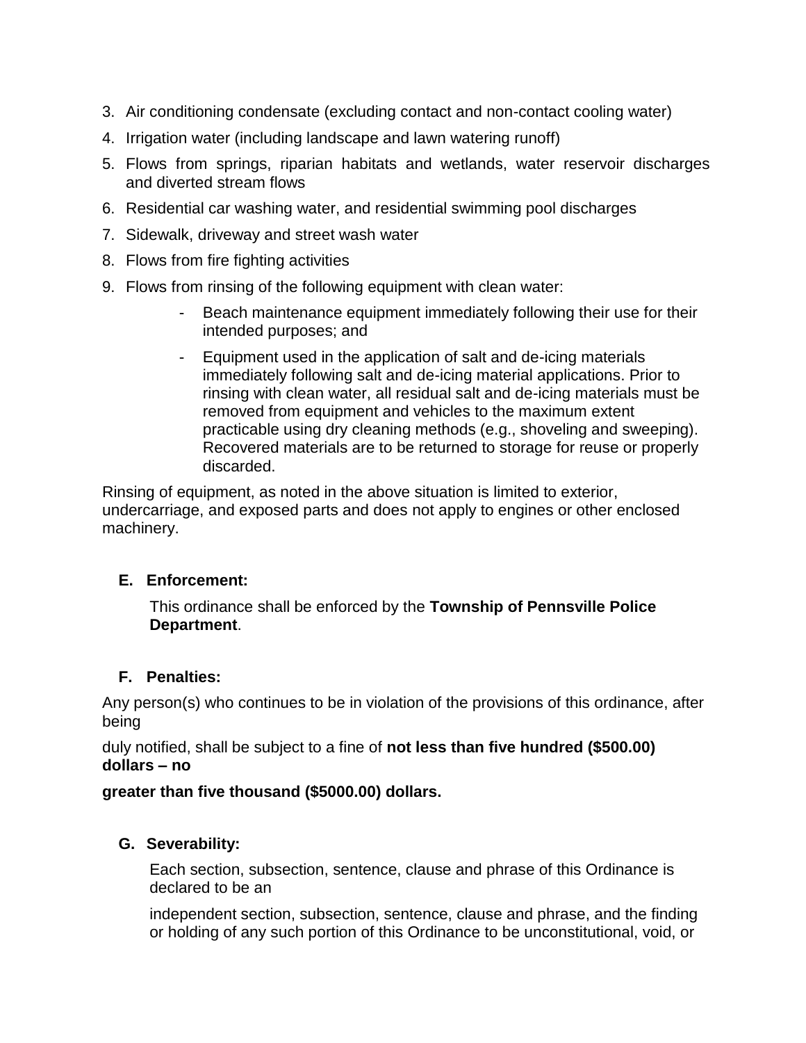3. Air conditioning condensate (excluding contact and non-contact cooling water)
4. Irrigation water (including landscape and lawn watering runoff)
5. Flows from springs, riparian habitats and wetlands, water reservoir discharges and diverted stream flows
6. Residential car washing water, and residential swimming pool discharges
7. Sidewalk, driveway and street wash water
8. Flows from fire fighting activities
9. Flows from rinsing of the following equipment with clean water:
   - Beach maintenance equipment immediately following their use for their intended purposes; and
   - Equipment used in the application of salt and de-icing materials immediately following salt and de-icing material applications. Prior to rinsing with clean water, all residual salt and de-icing materials must be removed from equipment and vehicles to the maximum extent practicable using dry cleaning methods (e.g., shoveling and sweeping). Recovered materials are to be returned to storage for reuse or properly discarded.

Rinsing of equipment, as noted in the above situation is limited to exterior, undercarriage, and exposed parts and does not apply to engines or other enclosed machinery.

### E. Enforcement:

This ordinance shall be enforced by the **Township of Pennsville Police Department**.

### F. Penalties:

Any person(s) who continues to be in violation of the provisions of this ordinance, after being duly notified, shall be subject to a fine of **not less than five hundred ($500.00) dollars – no greater than five thousand ($5000.00) dollars.**

### G. Severability:

Each section, subsection, sentence, clause and phrase of this Ordinance is declared to be an independent section, subsection, sentence, clause and phrase, and the finding or holding of any such portion of this Ordinance to be unconstitutional, void, or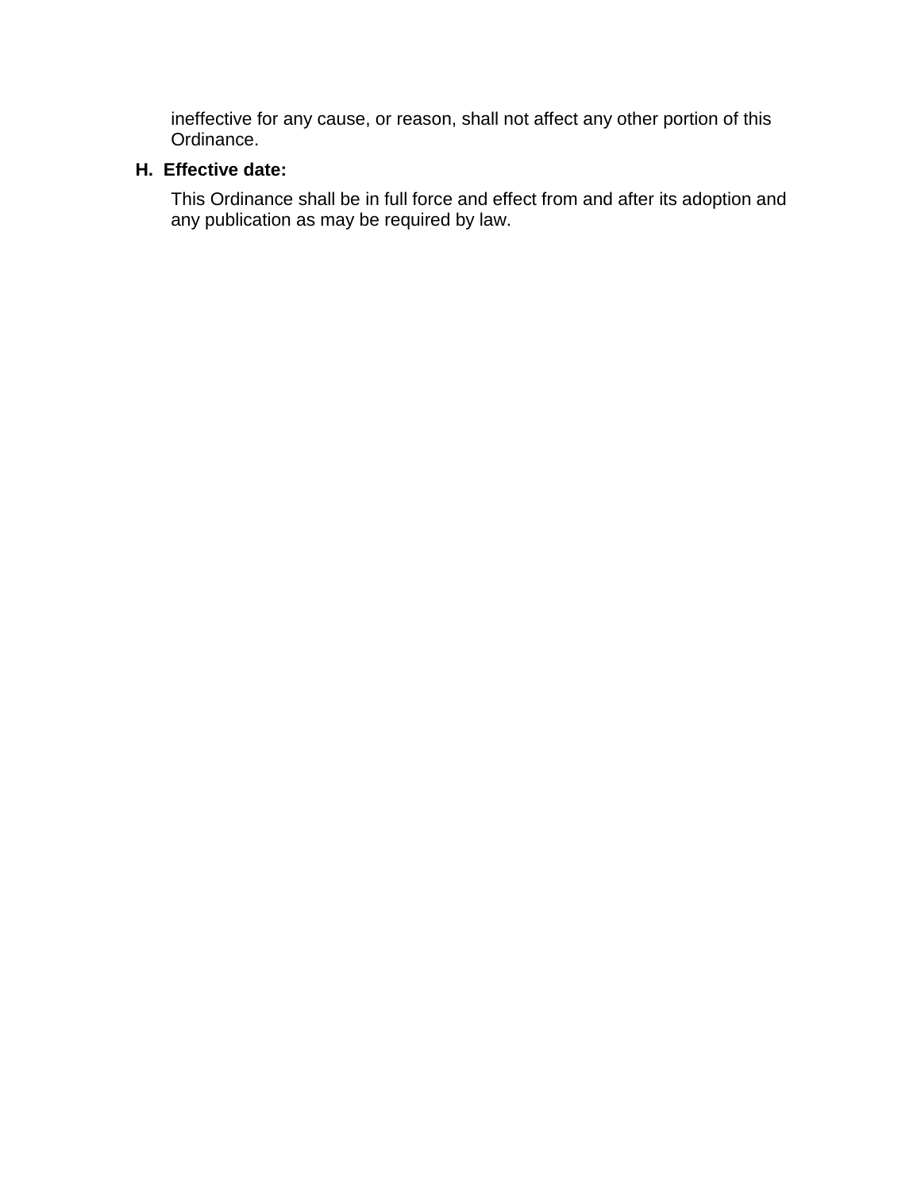ineffective for any cause, or reason, shall not affect any other portion of this Ordinance.

**H. Effective date:**

This Ordinance shall be in full force and effect from and after its adoption and any publication as may be required by law.